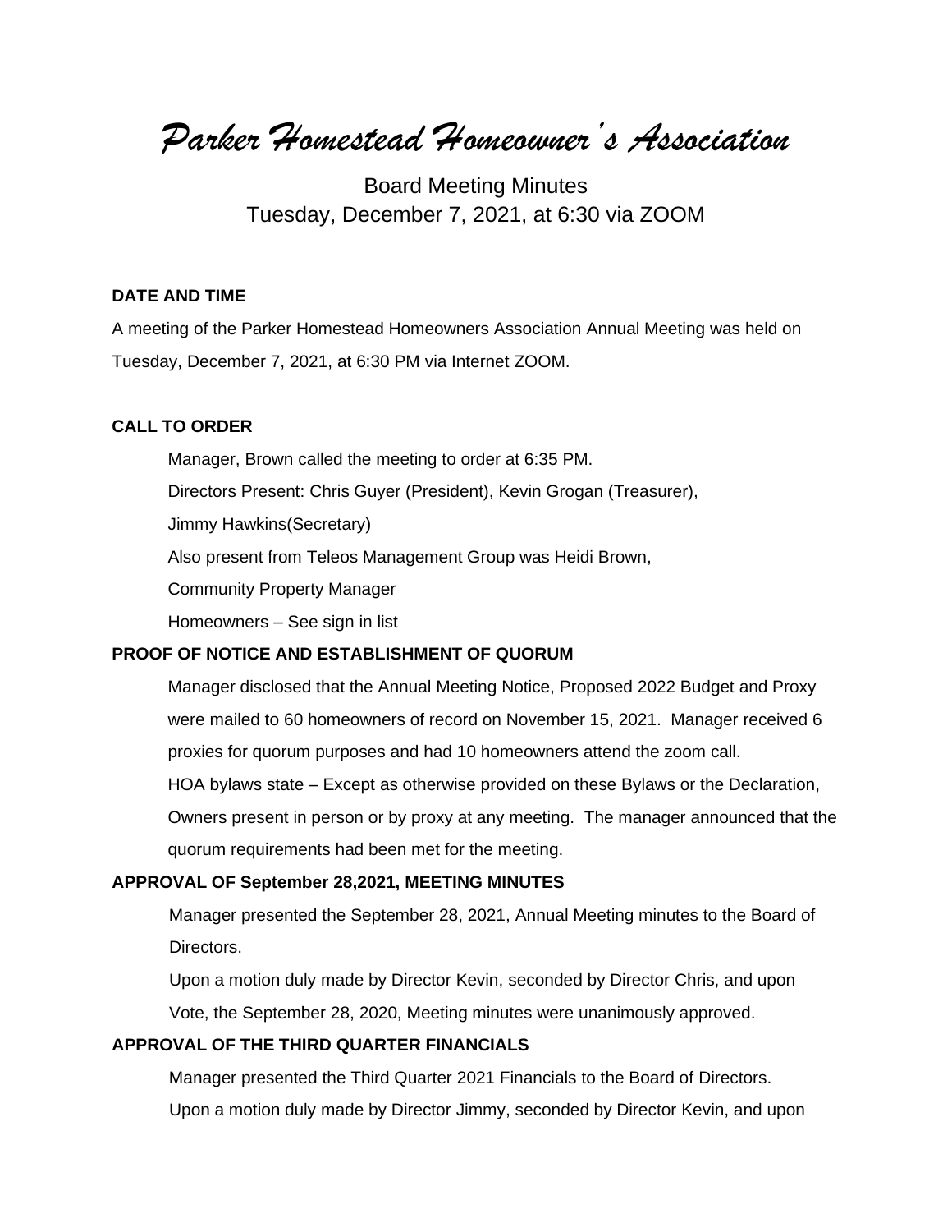# *Parker Homestead Homeowner's Association*

Board Meeting Minutes
Tuesday, December 7, 2021, at 6:30 via ZOOM

**DATE AND TIME**

A meeting of the Parker Homestead Homeowners Association Annual Meeting was held on Tuesday, December 7, 2021, at 6:30 PM via Internet ZOOM.

**CALL TO ORDER**

Manager, Brown called the meeting to order at 6:35 PM.

Directors Present: Chris Guyer (President), Kevin Grogan (Treasurer),

Jimmy Hawkins(Secretary)

Also present from Teleos Management Group was Heidi Brown,

Community Property Manager

Homeowners – See sign in list

**PROOF OF NOTICE AND ESTABLISHMENT OF QUORUM**

Manager disclosed that the Annual Meeting Notice, Proposed 2022 Budget and Proxy were mailed to 60 homeowners of record on November 15, 2021. Manager received 6 proxies for quorum purposes and had 10 homeowners attend the zoom call.

HOA bylaws state – Except as otherwise provided on these Bylaws or the Declaration, Owners present in person or by proxy at any meeting. The manager announced that the quorum requirements had been met for the meeting.

**APPROVAL OF September 28,2021, MEETING MINUTES**

Manager presented the September 28, 2021, Annual Meeting minutes to the Board of Directors.

Upon a motion duly made by Director Kevin, seconded by Director Chris, and upon Vote, the September 28, 2020, Meeting minutes were unanimously approved.

**APPROVAL OF THE THIRD QUARTER FINANCIALS**

Manager presented the Third Quarter 2021 Financials to the Board of Directors.

Upon a motion duly made by Director Jimmy, seconded by Director Kevin, and upon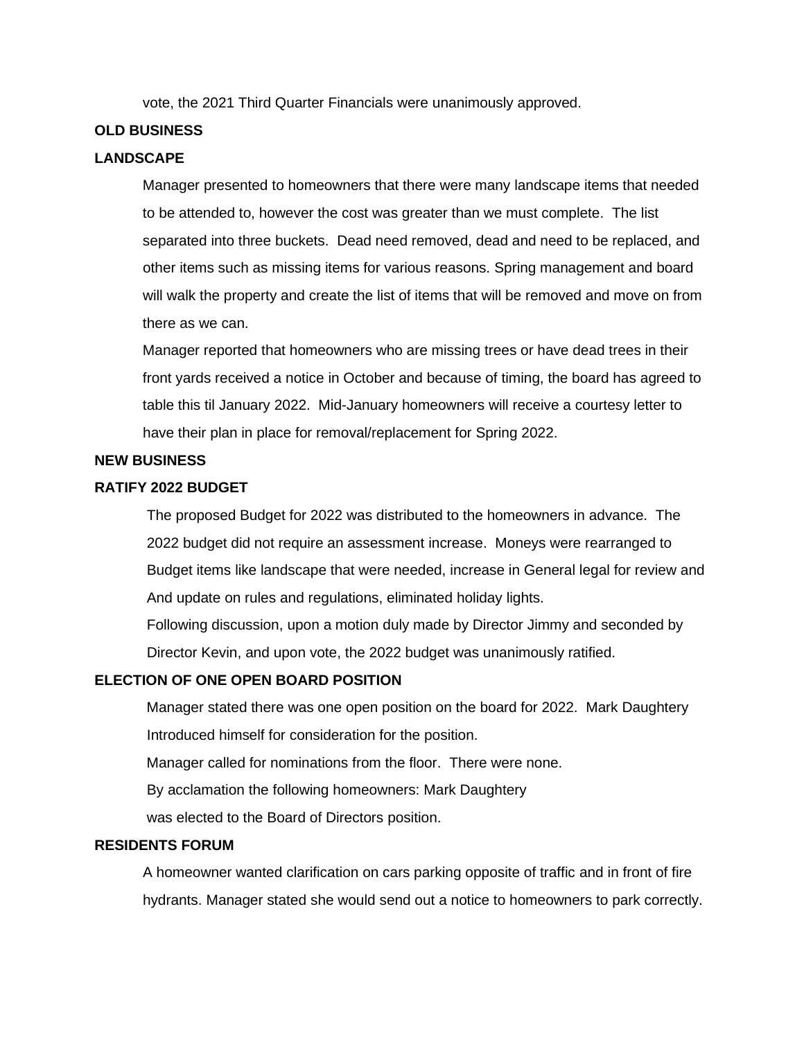vote, the 2021 Third Quarter Financials were unanimously approved.

**OLD BUSINESS**

**LANDSCAPE**

Manager presented to homeowners that there were many landscape items that needed to be attended to, however the cost was greater than we must complete. The list separated into three buckets. Dead need removed, dead and need to be replaced, and other items such as missing items for various reasons. Spring management and board will walk the property and create the list of items that will be removed and move on from there as we can.

Manager reported that homeowners who are missing trees or have dead trees in their front yards received a notice in October and because of timing, the board has agreed to table this til January 2022. Mid-January homeowners will receive a courtesy letter to have their plan in place for removal/replacement for Spring 2022.

**NEW BUSINESS**

**RATIFY 2022 BUDGET**

The proposed Budget for 2022 was distributed to the homeowners in advance. The 2022 budget did not require an assessment increase. Moneys were rearranged to Budget items like landscape that were needed, increase in General legal for review and And update on rules and regulations, eliminated holiday lights.

Following discussion, upon a motion duly made by Director Jimmy and seconded by Director Kevin, and upon vote, the 2022 budget was unanimously ratified.

**ELECTION OF ONE OPEN BOARD POSITION**

Manager stated there was one open position on the board for 2022. Mark Daughtery Introduced himself for consideration for the position.

Manager called for nominations from the floor. There were none.

By acclamation the following homeowners: Mark Daughtery was elected to the Board of Directors position.

**RESIDENTS FORUM**

A homeowner wanted clarification on cars parking opposite of traffic and in front of fire hydrants. Manager stated she would send out a notice to homeowners to park correctly.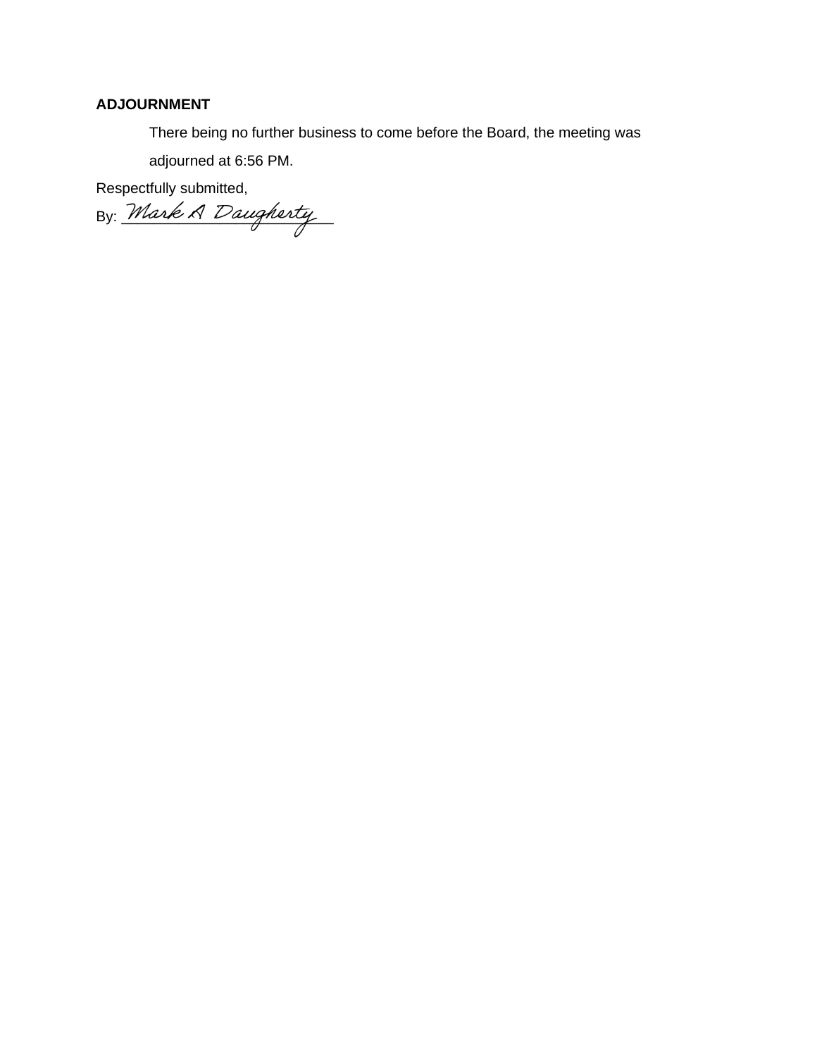**ADJOURNMENT**

There being no further business to come before the Board, the meeting was adjourned at 6:56 PM.

Respectfully submitted,

By: Mark A Daugherty